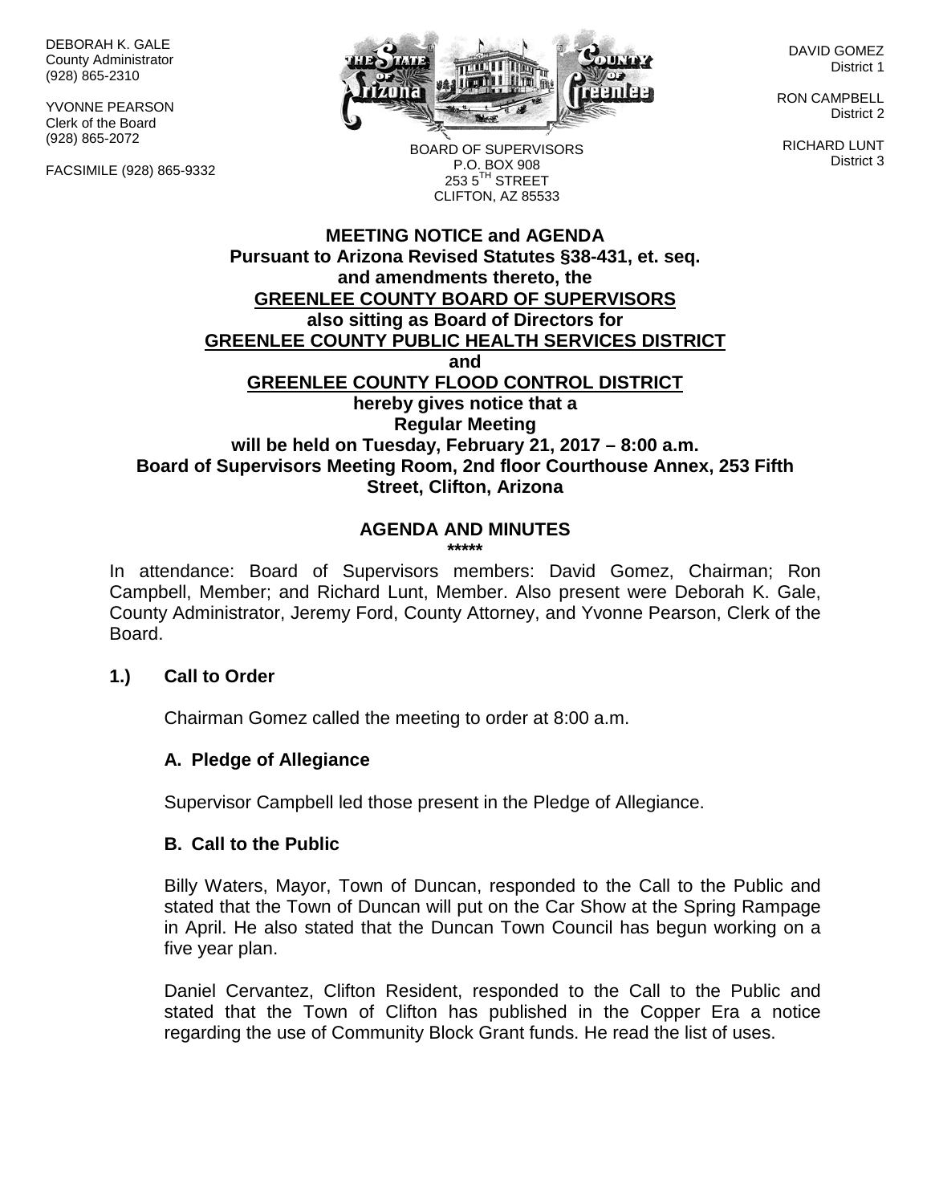DEBORAH K. GALE
County Administrator
(928) 865-2310

YVONNE PEARSON
Clerk of the Board
(928) 865-2072

FACSIMILE (928) 865-9332

BOARD OF SUPERVISORS
P.O. BOX 908
253 5TH STREET
CLIFTON, AZ 85533

DAVID GOMEZ
District 1

RON CAMPBELL
District 2

RICHARD LUNT
District 3

**MEETING NOTICE and AGENDA**
**Pursuant to Arizona Revised Statutes §38-431, et. seq. and amendments thereto, the**
**GREENLEE COUNTY BOARD OF SUPERVISORS**
**also sitting as Board of Directors for**
**GREENLEE COUNTY PUBLIC HEALTH SERVICES DISTRICT**
**and**
**GREENLEE COUNTY FLOOD CONTROL DISTRICT**
**hereby gives notice that a**
**Regular Meeting**
**will be held on Tuesday, February 21, 2017 – 8:00 a.m.**
**Board of Supervisors Meeting Room, 2nd floor Courthouse Annex, 253 Fifth Street, Clifton, Arizona**

## AGENDA AND MINUTES

\*\*\*\*\*

In attendance: Board of Supervisors members: David Gomez, Chairman; Ron Campbell, Member; and Richard Lunt, Member. Also present were Deborah K. Gale, County Administrator, Jeremy Ford, County Attorney, and Yvonne Pearson, Clerk of the Board.

### 1.) Call to Order

Chairman Gomez called the meeting to order at 8:00 a.m.

#### A. Pledge of Allegiance

Supervisor Campbell led those present in the Pledge of Allegiance.

#### B. Call to the Public

Billy Waters, Mayor, Town of Duncan, responded to the Call to the Public and stated that the Town of Duncan will put on the Car Show at the Spring Rampage in April. He also stated that the Duncan Town Council has begun working on a five year plan.

Daniel Cervantez, Clifton Resident, responded to the Call to the Public and stated that the Town of Clifton has published in the Copper Era a notice regarding the use of Community Block Grant funds. He read the list of uses.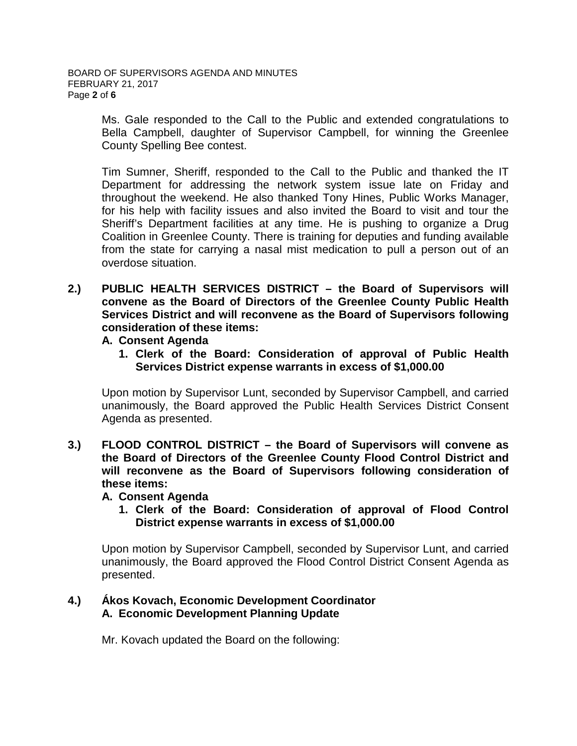Ms. Gale responded to the Call to the Public and extended congratulations to Bella Campbell, daughter of Supervisor Campbell, for winning the Greenlee County Spelling Bee contest.

Tim Sumner, Sheriff, responded to the Call to the Public and thanked the IT Department for addressing the network system issue late on Friday and throughout the weekend. He also thanked Tony Hines, Public Works Manager, for his help with facility issues and also invited the Board to visit and tour the Sheriff's Department facilities at any time. He is pushing to organize a Drug Coalition in Greenlee County. There is training for deputies and funding available from the state for carrying a nasal mist medication to pull a person out of an overdose situation.

**2.) PUBLIC HEALTH SERVICES DISTRICT – the Board of Supervisors will convene as the Board of Directors of the Greenlee County Public Health Services District and will reconvene as the Board of Supervisors following consideration of these items:**

**A. Consent Agenda**

**1. Clerk of the Board: Consideration of approval of Public Health Services District expense warrants in excess of $1,000.00**

Upon motion by Supervisor Lunt, seconded by Supervisor Campbell, and carried unanimously, the Board approved the Public Health Services District Consent Agenda as presented.

**3.) FLOOD CONTROL DISTRICT – the Board of Supervisors will convene as the Board of Directors of the Greenlee County Flood Control District and will reconvene as the Board of Supervisors following consideration of these items:**

**A. Consent Agenda**

**1. Clerk of the Board: Consideration of approval of Flood Control District expense warrants in excess of $1,000.00**

Upon motion by Supervisor Campbell, seconded by Supervisor Lunt, and carried unanimously, the Board approved the Flood Control District Consent Agenda as presented.

**4.) Ákos Kovach, Economic Development Coordinator**

**A. Economic Development Planning Update**

Mr. Kovach updated the Board on the following: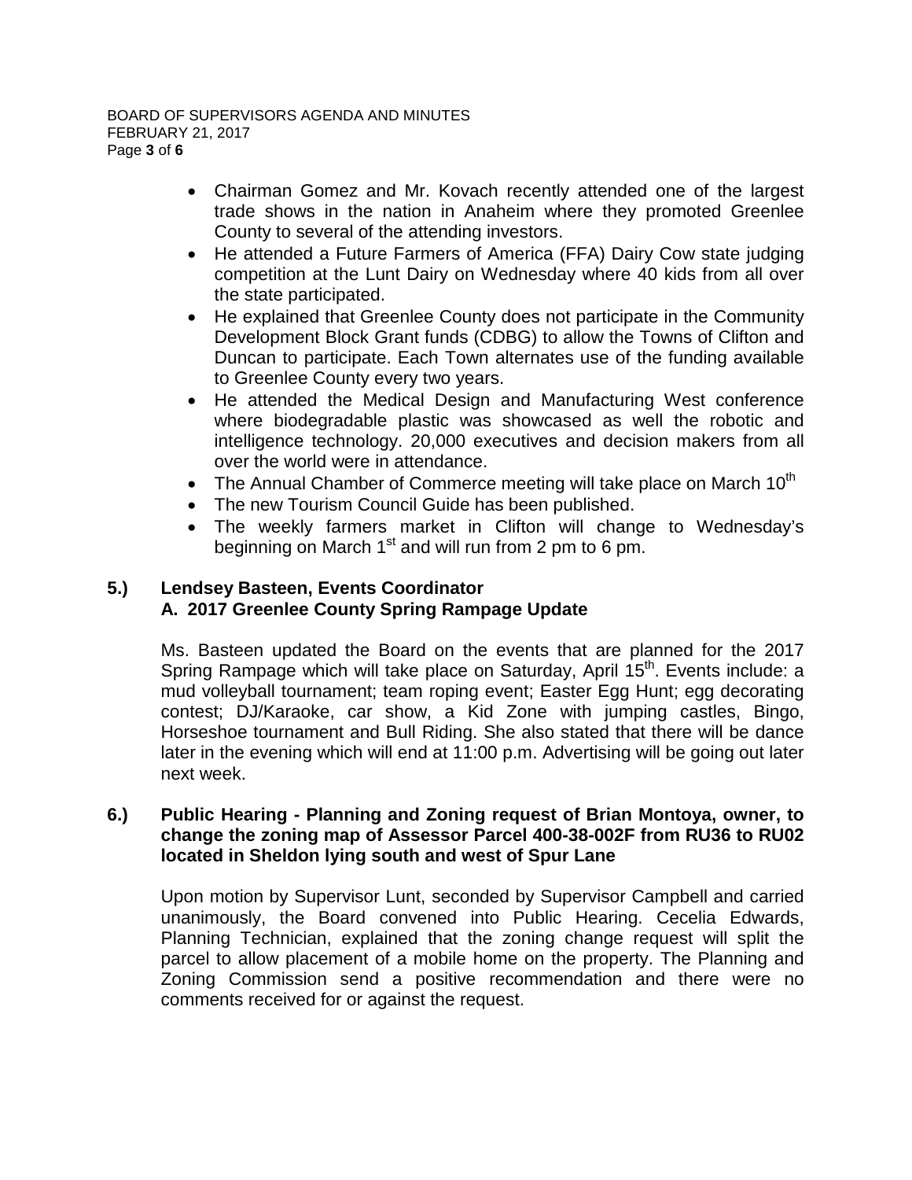- Chairman Gomez and Mr. Kovach recently attended one of the largest trade shows in the nation in Anaheim where they promoted Greenlee County to several of the attending investors.
- He attended a Future Farmers of America (FFA) Dairy Cow state judging competition at the Lunt Dairy on Wednesday where 40 kids from all over the state participated.
- He explained that Greenlee County does not participate in the Community Development Block Grant funds (CDBG) to allow the Towns of Clifton and Duncan to participate. Each Town alternates use of the funding available to Greenlee County every two years.
- He attended the Medical Design and Manufacturing West conference where biodegradable plastic was showcased as well the robotic and intelligence technology. 20,000 executives and decision makers from all over the world were in attendance.
- The Annual Chamber of Commerce meeting will take place on March 10th
- The new Tourism Council Guide has been published.
- The weekly farmers market in Clifton will change to Wednesday's beginning on March 1st and will run from 2 pm to 6 pm.

**5.) Lendsey Basteen, Events Coordinator**
**A. 2017 Greenlee County Spring Rampage Update**

Ms. Basteen updated the Board on the events that are planned for the 2017 Spring Rampage which will take place on Saturday, April 15th. Events include: a mud volleyball tournament; team roping event; Easter Egg Hunt; egg decorating contest; DJ/Karaoke, car show, a Kid Zone with jumping castles, Bingo, Horseshoe tournament and Bull Riding. She also stated that there will be dance later in the evening which will end at 11:00 p.m. Advertising will be going out later next week.

**6.) Public Hearing - Planning and Zoning request of Brian Montoya, owner, to change the zoning map of Assessor Parcel 400-38-002F from RU36 to RU02 located in Sheldon lying south and west of Spur Lane**

Upon motion by Supervisor Lunt, seconded by Supervisor Campbell and carried unanimously, the Board convened into Public Hearing. Cecelia Edwards, Planning Technician, explained that the zoning change request will split the parcel to allow placement of a mobile home on the property. The Planning and Zoning Commission send a positive recommendation and there were no comments received for or against the request.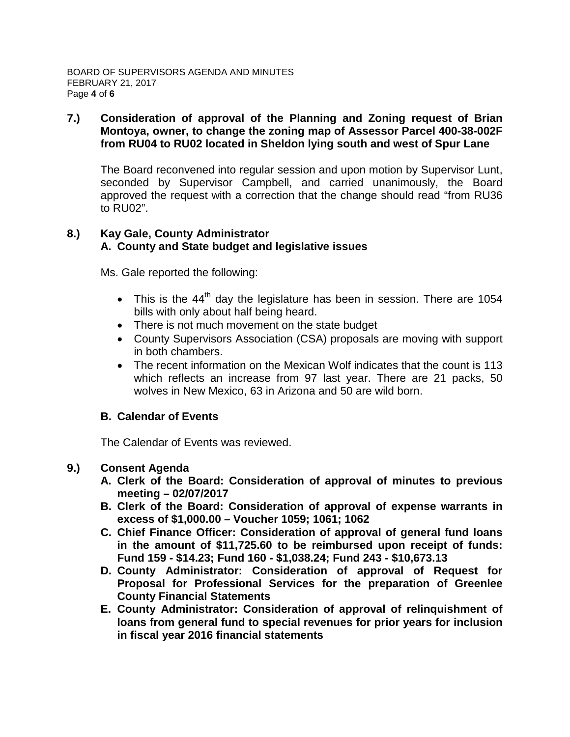**7.) Consideration of approval of the Planning and Zoning request of Brian Montoya, owner, to change the zoning map of Assessor Parcel 400-38-002F from RU04 to RU02 located in Sheldon lying south and west of Spur Lane**

The Board reconvened into regular session and upon motion by Supervisor Lunt, seconded by Supervisor Campbell, and carried unanimously, the Board approved the request with a correction that the change should read "from RU36 to RU02".

**8.) Kay Gale, County Administrator**
**A. County and State budget and legislative issues**

Ms. Gale reported the following:

- This is the 44th day the legislature has been in session. There are 1054 bills with only about half being heard.
- There is not much movement on the state budget
- County Supervisors Association (CSA) proposals are moving with support in both chambers.
- The recent information on the Mexican Wolf indicates that the count is 113 which reflects an increase from 97 last year. There are 21 packs, 50 wolves in New Mexico, 63 in Arizona and 50 are wild born.

**B. Calendar of Events**

The Calendar of Events was reviewed.

**9.) Consent Agenda**

**A. Clerk of the Board: Consideration of approval of minutes to previous meeting – 02/07/2017**

**B. Clerk of the Board: Consideration of approval of expense warrants in excess of $1,000.00 – Voucher 1059; 1061; 1062**

**C. Chief Finance Officer: Consideration of approval of general fund loans in the amount of $11,725.60 to be reimbursed upon receipt of funds: Fund 159 - $14.23; Fund 160 - $1,038.24; Fund 243 - $10,673.13**

**D. County Administrator: Consideration of approval of Request for Proposal for Professional Services for the preparation of Greenlee County Financial Statements**

**E. County Administrator: Consideration of approval of relinquishment of loans from general fund to special revenues for prior years for inclusion in fiscal year 2016 financial statements**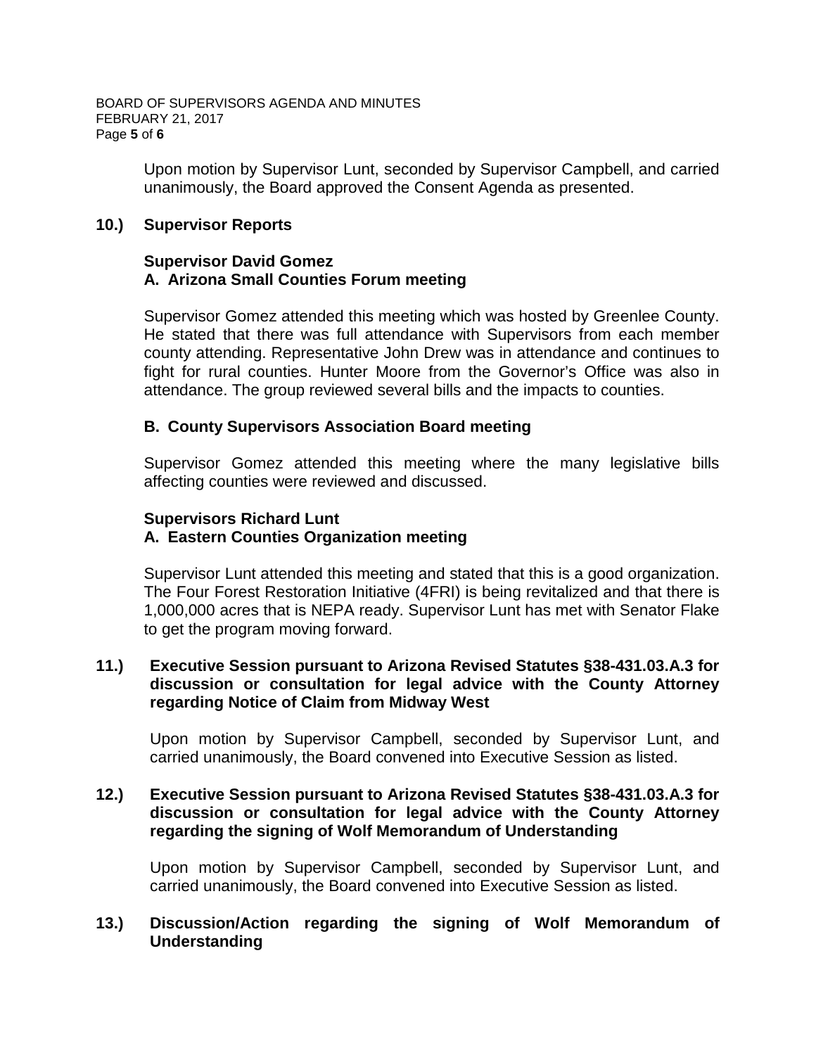Upon motion by Supervisor Lunt, seconded by Supervisor Campbell, and carried unanimously, the Board approved the Consent Agenda as presented.

**10.) Supervisor Reports**

**Supervisor David Gomez**
**A. Arizona Small Counties Forum meeting**

Supervisor Gomez attended this meeting which was hosted by Greenlee County. He stated that there was full attendance with Supervisors from each member county attending. Representative John Drew was in attendance and continues to fight for rural counties. Hunter Moore from the Governor's Office was also in attendance. The group reviewed several bills and the impacts to counties.

**B. County Supervisors Association Board meeting**

Supervisor Gomez attended this meeting where the many legislative bills affecting counties were reviewed and discussed.

**Supervisors Richard Lunt**
**A. Eastern Counties Organization meeting**

Supervisor Lunt attended this meeting and stated that this is a good organization. The Four Forest Restoration Initiative (4FRI) is being revitalized and that there is 1,000,000 acres that is NEPA ready. Supervisor Lunt has met with Senator Flake to get the program moving forward.

**11.) Executive Session pursuant to Arizona Revised Statutes §38-431.03.A.3 for discussion or consultation for legal advice with the County Attorney regarding Notice of Claim from Midway West**

Upon motion by Supervisor Campbell, seconded by Supervisor Lunt, and carried unanimously, the Board convened into Executive Session as listed.

**12.) Executive Session pursuant to Arizona Revised Statutes §38-431.03.A.3 for discussion or consultation for legal advice with the County Attorney regarding the signing of Wolf Memorandum of Understanding**

Upon motion by Supervisor Campbell, seconded by Supervisor Lunt, and carried unanimously, the Board convened into Executive Session as listed.

**13.) Discussion/Action regarding the signing of Wolf Memorandum of Understanding**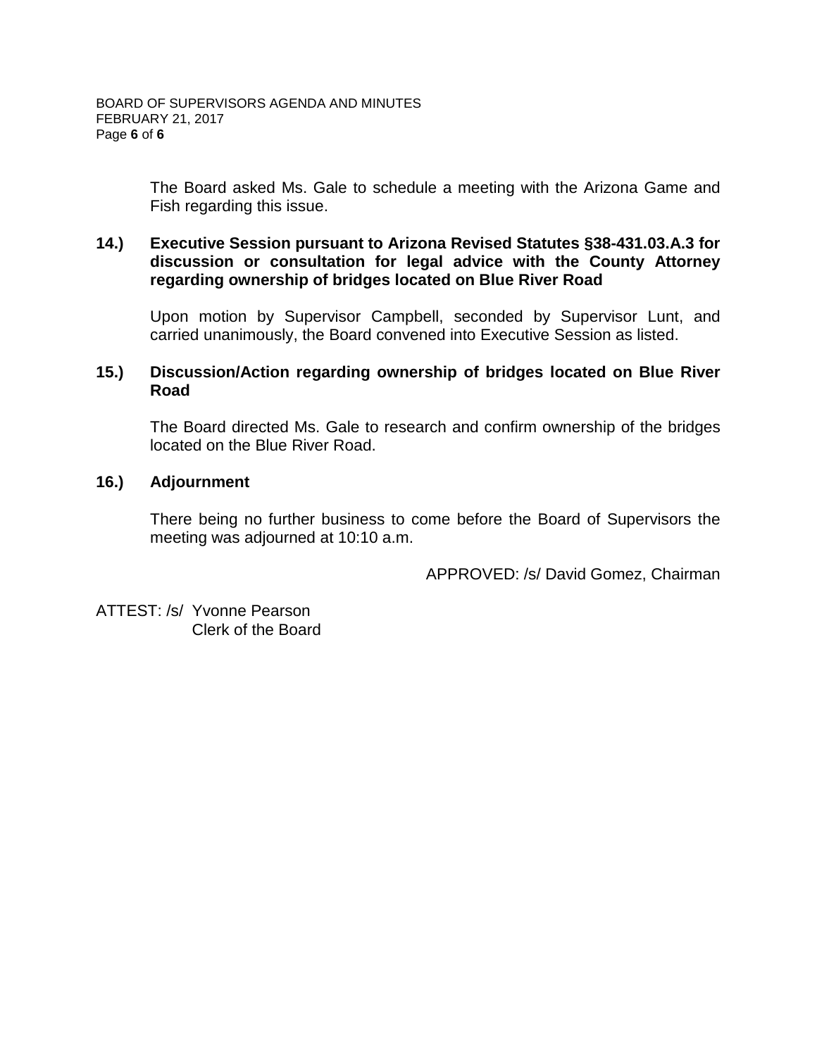The Board asked Ms. Gale to schedule a meeting with the Arizona Game and Fish regarding this issue.

**14.) Executive Session pursuant to Arizona Revised Statutes §38-431.03.A.3 for discussion or consultation for legal advice with the County Attorney regarding ownership of bridges located on Blue River Road**

Upon motion by Supervisor Campbell, seconded by Supervisor Lunt, and carried unanimously, the Board convened into Executive Session as listed.

**15.) Discussion/Action regarding ownership of bridges located on Blue River Road**

The Board directed Ms. Gale to research and confirm ownership of the bridges located on the Blue River Road.

**16.) Adjournment**

There being no further business to come before the Board of Supervisors the meeting was adjourned at 10:10 a.m.

APPROVED: /s/ David Gomez, Chairman

ATTEST: /s/ Yvonne Pearson
Clerk of the Board